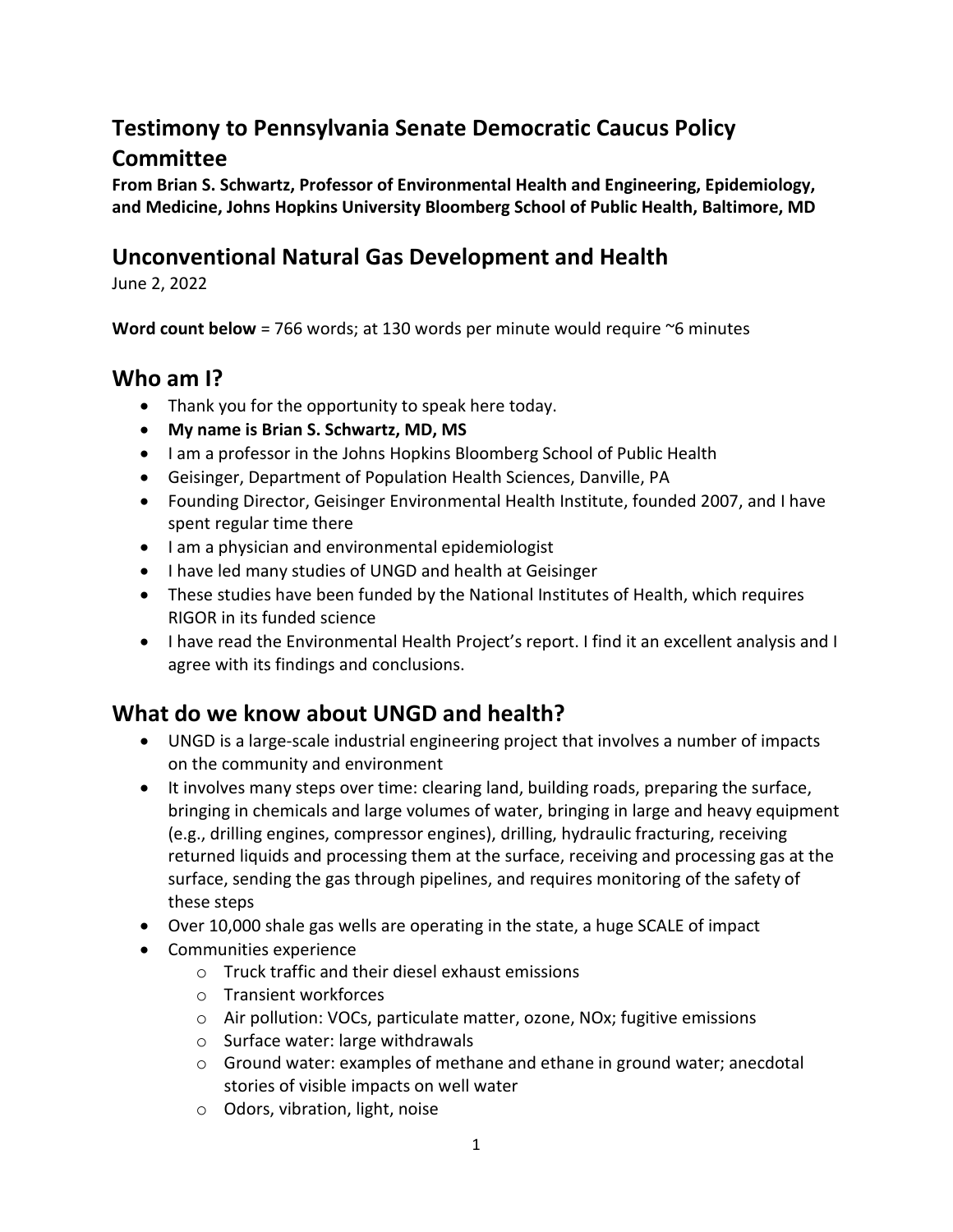# Testimony to Pennsylvania Senate Democratic Caucus Policy Committee

**From Brian S. Schwartz, Professor of Environmental Health and Engineering, Epidemiology, and Medicine, Johns Hopkins University Bloomberg School of Public Health, Baltimore, MD**

## Unconventional Natural Gas Development and Health

June 2, 2022

**Word count below** = 766 words; at 130 words per minute would require ~6 minutes

## Who am I?

- Thank you for the opportunity to speak here today.
- **My name is Brian S. Schwartz, MD, MS**
- I am a professor in the Johns Hopkins Bloomberg School of Public Health
- Geisinger, Department of Population Health Sciences, Danville, PA
- Founding Director, Geisinger Environmental Health Institute, founded 2007, and I have spent regular time there
- I am a physician and environmental epidemiologist
- I have led many studies of UNGD and health at Geisinger
- These studies have been funded by the National Institutes of Health, which requires RIGOR in its funded science
- I have read the Environmental Health Project's report. I find it an excellent analysis and I agree with its findings and conclusions.

## What do we know about UNGD and health?

- UNGD is a large-scale industrial engineering project that involves a number of impacts on the community and environment
- It involves many steps over time: clearing land, building roads, preparing the surface, bringing in chemicals and large volumes of water, bringing in large and heavy equipment (e.g., drilling engines, compressor engines), drilling, hydraulic fracturing, receiving returned liquids and processing them at the surface, receiving and processing gas at the surface, sending the gas through pipelines, and requires monitoring of the safety of these steps
- Over 10,000 shale gas wells are operating in the state, a huge SCALE of impact
- Communities experience
  - Truck traffic and their diesel exhaust emissions
  - Transient workforces
  - Air pollution: VOCs, particulate matter, ozone, NOx; fugitive emissions
  - Surface water: large withdrawals
  - Ground water: examples of methane and ethane in ground water; anecdotal stories of visible impacts on well water
  - Odors, vibration, light, noise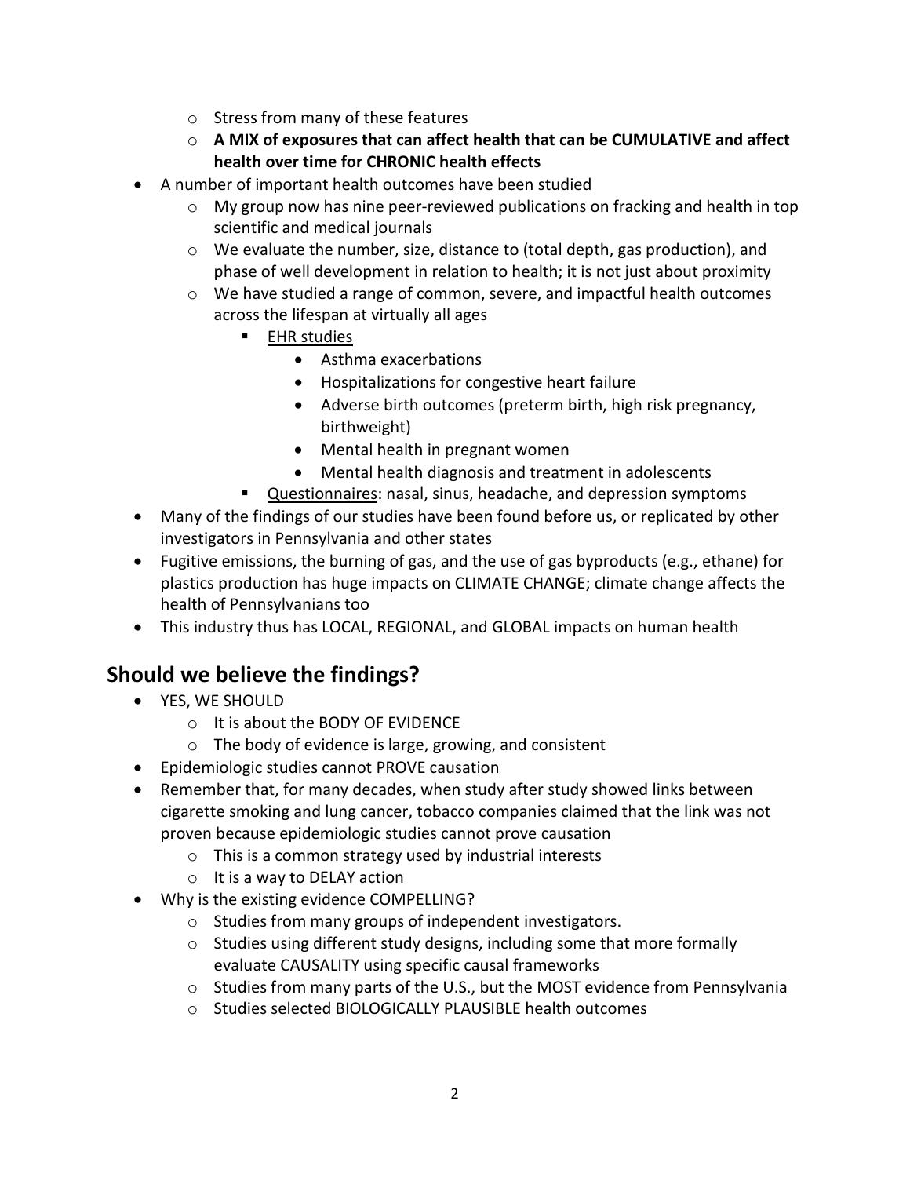- Stress from many of these features
    - **A MIX of exposures that can affect health that can be CUMULATIVE and affect health over time for CHRONIC health effects**
- A number of important health outcomes have been studied
    - My group now has nine peer-reviewed publications on fracking and health in top scientific and medical journals
    - We evaluate the number, size, distance to (total depth, gas production), and phase of well development in relation to health; it is not just about proximity
    - We have studied a range of common, severe, and impactful health outcomes across the lifespan at virtually all ages
        - <u>EHR studies</u>
            - Asthma exacerbations
            - Hospitalizations for congestive heart failure
            - Adverse birth outcomes (preterm birth, high risk pregnancy, birthweight)
            - Mental health in pregnant women
            - Mental health diagnosis and treatment in adolescents
        - <u>Questionnaires</u>: nasal, sinus, headache, and depression symptoms
- Many of the findings of our studies have been found before us, or replicated by other investigators in Pennsylvania and other states
- Fugitive emissions, the burning of gas, and the use of gas byproducts (e.g., ethane) for plastics production has huge impacts on CLIMATE CHANGE; climate change affects the health of Pennsylvanians too
- This industry thus has LOCAL, REGIONAL, and GLOBAL impacts on human health

## Should we believe the findings?

- YES, WE SHOULD
    - It is about the BODY OF EVIDENCE
    - The body of evidence is large, growing, and consistent
- Epidemiologic studies cannot PROVE causation
- Remember that, for many decades, when study after study showed links between cigarette smoking and lung cancer, tobacco companies claimed that the link was not proven because epidemiologic studies cannot prove causation
    - This is a common strategy used by industrial interests
    - It is a way to DELAY action
- Why is the existing evidence COMPELLING?
    - Studies from many groups of independent investigators.
    - Studies using different study designs, including some that more formally evaluate CAUSALITY using specific causal frameworks
    - Studies from many parts of the U.S., but the MOST evidence from Pennsylvania
    - Studies selected BIOLOGICALLY PLAUSIBLE health outcomes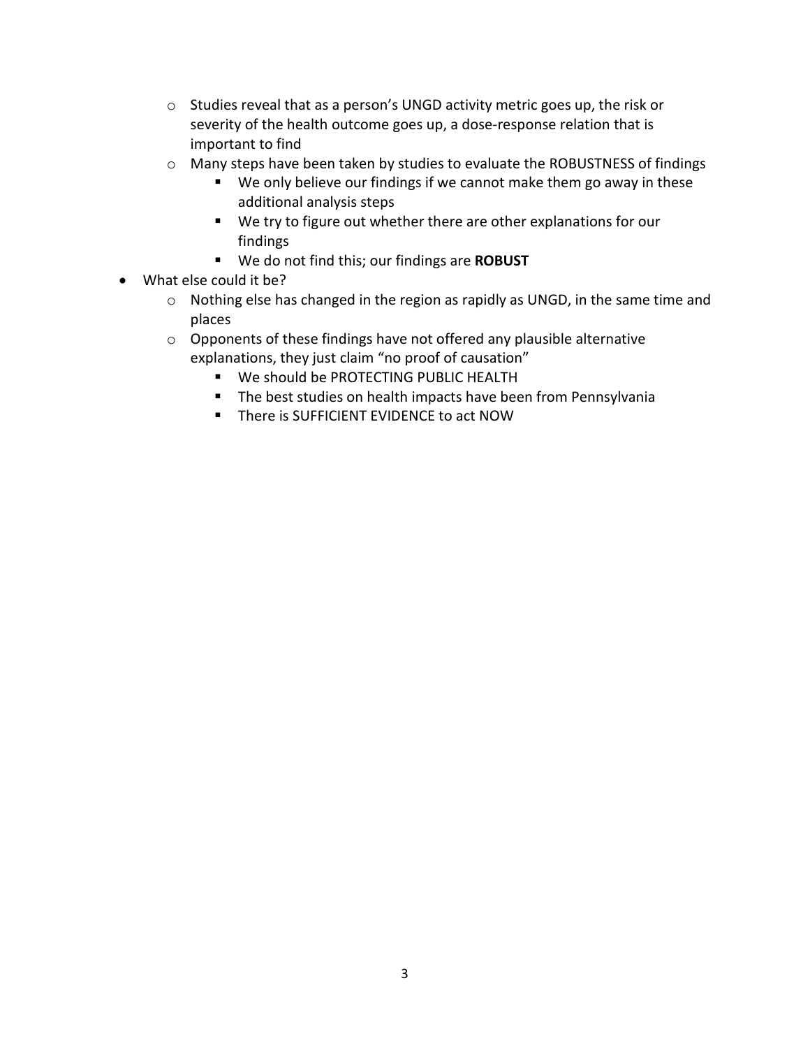- Studies reveal that as a person's UNGD activity metric goes up, the risk or severity of the health outcome goes up, a dose-response relation that is important to find
  - Many steps have been taken by studies to evaluate the ROBUSTNESS of findings
    - We only believe our findings if we cannot make them go away in these additional analysis steps
    - We try to figure out whether there are other explanations for our findings
    - We do not find this; our findings are **ROBUST**
- What else could it be?
  - Nothing else has changed in the region as rapidly as UNGD, in the same time and places
  - Opponents of these findings have not offered any plausible alternative explanations, they just claim "no proof of causation"
    - We should be PROTECTING PUBLIC HEALTH
    - The best studies on health impacts have been from Pennsylvania
    - There is SUFFICIENT EVIDENCE to act NOW